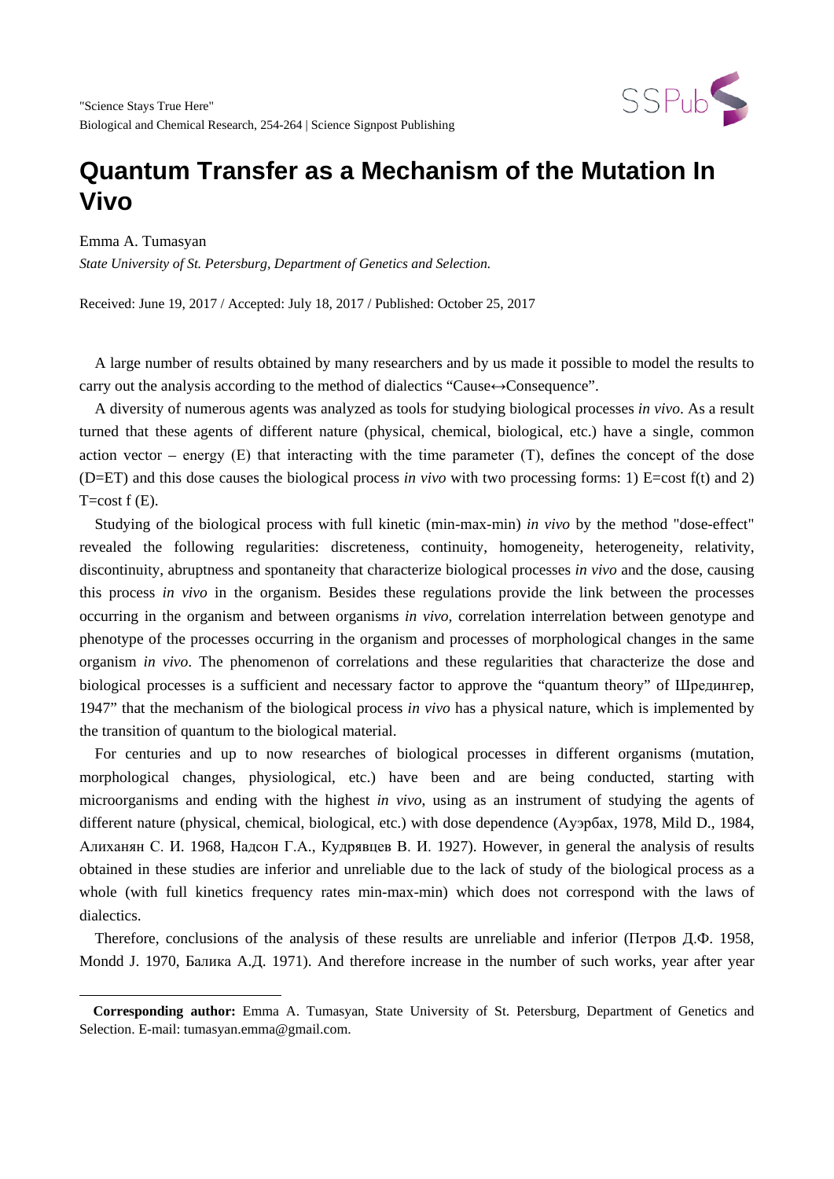# Quantum Transfer as a Mechanism of the Mutation In Vivo

Emma A. Tumasyan

*State University of St. Petersburg, Department of Genetics and Selection.*

Received: June 19, 2017 / Accepted: July 18, 2017 / Published: October 25, 2017

A large number of results obtained by many researchers and by us made it possible to model the results to carry out the analysis according to the method of dialectics "Cause↔Consequence".

A diversity of numerous agents was analyzed as tools for studying biological processes *in vivo*. As a result turned that these agents of different nature (physical, chemical, biological, etc.) have a single, common action vector – energy (E) that interacting with the time parameter (T), defines the concept of the dose (D=ET) and this dose causes the biological process *in vivo* with two processing forms: 1) E=cost f(t) and 2) T=cost f (E).

Studying of the biological process with full kinetic (min-max-min) *in vivo* by the method "dose-effect" revealed the following regularities: discreteness, continuity, homogeneity, heterogeneity, relativity, discontinuity, abruptness and spontaneity that characterize biological processes *in vivo* and the dose, causing this process *in vivo* in the organism. Besides these regulations provide the link between the processes occurring in the organism and between organisms *in vivo,* correlation interrelation between genotype and phenotype of the processes occurring in the organism and processes of morphological changes in the same organism *in vivo*. The phenomenon of correlations and these regularities that characterize the dose and biological processes is a sufficient and necessary factor to approve the "quantum theory" of Шредингер, 1947" that the mechanism of the biological process *in vivo* has a physical nature, which is implemented by the transition of quantum to the biological material.

For centuries and up to now researches of biological processes in different organisms (mutation, morphological changes, physiological, etc.) have been and are being conducted, starting with microorganisms and ending with the highest *in vivo*, using as an instrument of studying the agents of different nature (physical, chemical, biological, etc.) with dose dependence (Ауэрбах, 1978, Mild D., 1984, Алиханян С. И. 1968, Надсон Г.А., Кудрявцев В. И. 1927). However, in general the analysis of results obtained in these studies are inferior and unreliable due to the lack of study of the biological process as a whole (with full kinetics frequency rates min-max-min) which does not correspond with the laws of dialectics.

Therefore, conclusions of the analysis of these results are unreliable and inferior (Петров Д.Ф. 1958, Mondd J. 1970, Балика А.Д. 1971). And therefore increase in the number of such works, year after year

---

**Corresponding author:** Emma A. Tumasyan, State University of St. Petersburg, Department of Genetics and Selection. E-mail: tumasyan.emma@gmail.com.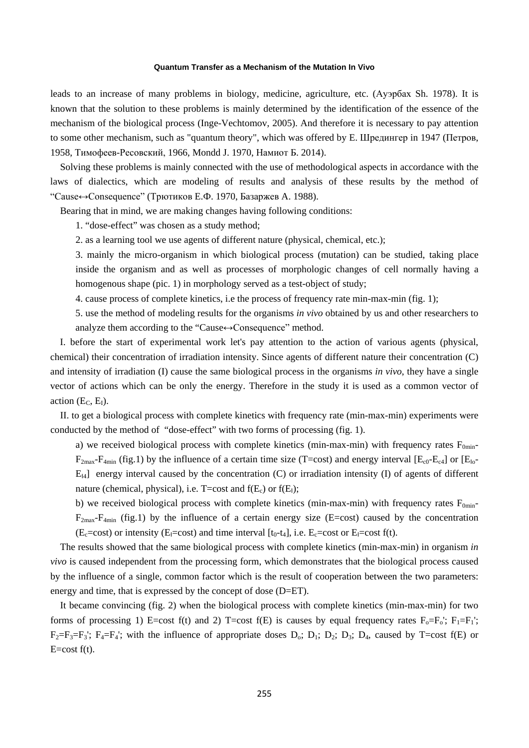leads to an increase of many problems in biology, medicine, agriculture, etc. (Ауэрбах Sh. 1978). It is known that the solution to these problems is mainly determined by the identification of the essence of the mechanism of the biological process (Inge-Vechtomov, 2005). And therefore it is necessary to pay attention to some other mechanism, such as "quantum theory", which was offered by E. Шредингер in 1947 (Петров, 1958, Тимофеев-Ресовский, 1966, Mondd J. 1970, Намиот Б. 2014).

Solving these problems is mainly connected with the use of methodological aspects in accordance with the laws of dialectics, which are modeling of results and analysis of these results by the method of "Cause↔Consequence" (Трютиков Е.Ф. 1970, Базаржев А. 1988).

Bearing that in mind, we are making changes having following conditions:

1. "dose-effect" was chosen as a study method;
2. as a learning tool we use agents of different nature (physical, chemical, etc.);
3. mainly the micro-organism in which biological process (mutation) can be studied, taking place inside the organism and as well as processes of morphologic changes of cell normally having a homogenous shape (pic. 1) in morphology served as a test-object of study;
4. cause process of complete kinetics, i.e the process of frequency rate min-max-min (fig. 1);
5. use the method of modeling results for the organisms *in vivo* obtained by us and other researchers to analyze them according to the "Cause↔Consequence" method.

I. before the start of experimental work let's pay attention to the action of various agents (physical, chemical) their concentration of irradiation intensity. Since agents of different nature their concentration (C) and intensity of irradiation (I) cause the same biological process in the organisms *in vivo*, they have a single vector of actions which can be only the energy. Therefore in the study it is used as a common vector of action ($E_C$, $E_I$).

II. to get a biological process with complete kinetics with frequency rate (min-max-min) experiments were conducted by the method of "dose-effect" with two forms of processing (fig. 1).

a) we received biological process with complete kinetics (min-max-min) with frequency rates $F_{0min}$-$F_{2max}$-$F_{4min}$ (fig.1) by the influence of a certain time size (T=cost) and energy interval [$E_{c0}$-$E_{c4}$] or [$E_{Io}$-$E_{I4}$] energy interval caused by the concentration (C) or irradiation intensity (I) of agents of different nature (chemical, physical), i.e. T=cost and f($E_c$) or f($E_I$);

b) we received biological process with complete kinetics (min-max-min) with frequency rates $F_{0min}$-$F_{2max}$-$F_{4min}$ (fig.1) by the influence of a certain energy size (E=cost) caused by the concentration ($E_c$=cost) or intensity ($E_I$=cost) and time interval [$t_0$-$t_4$], i.e. $E_c$=cost or $E_I$=cost f(t).

The results showed that the same biological process with complete kinetics (min-max-min) in organism *in vivo* is caused independent from the processing form, which demonstrates that the biological process caused by the influence of a single, common factor which is the result of cooperation between the two parameters: energy and time, that is expressed by the concept of dose (D=ET).

It became convincing (fig. 2) when the biological process with complete kinetics (min-max-min) for two forms of processing 1) E=cost f(t) and 2) T=cost f(E) is causes by equal frequency rates $F_o=F_o'$; $F_1=F_1'$; $F_2=F_3=F_3'$; $F_4=F_4'$; with the influence of appropriate doses $D_o$; $D_1$; $D_2$; $D_3$; $D_4$, caused by T=cost f(E) or E=cost f(t).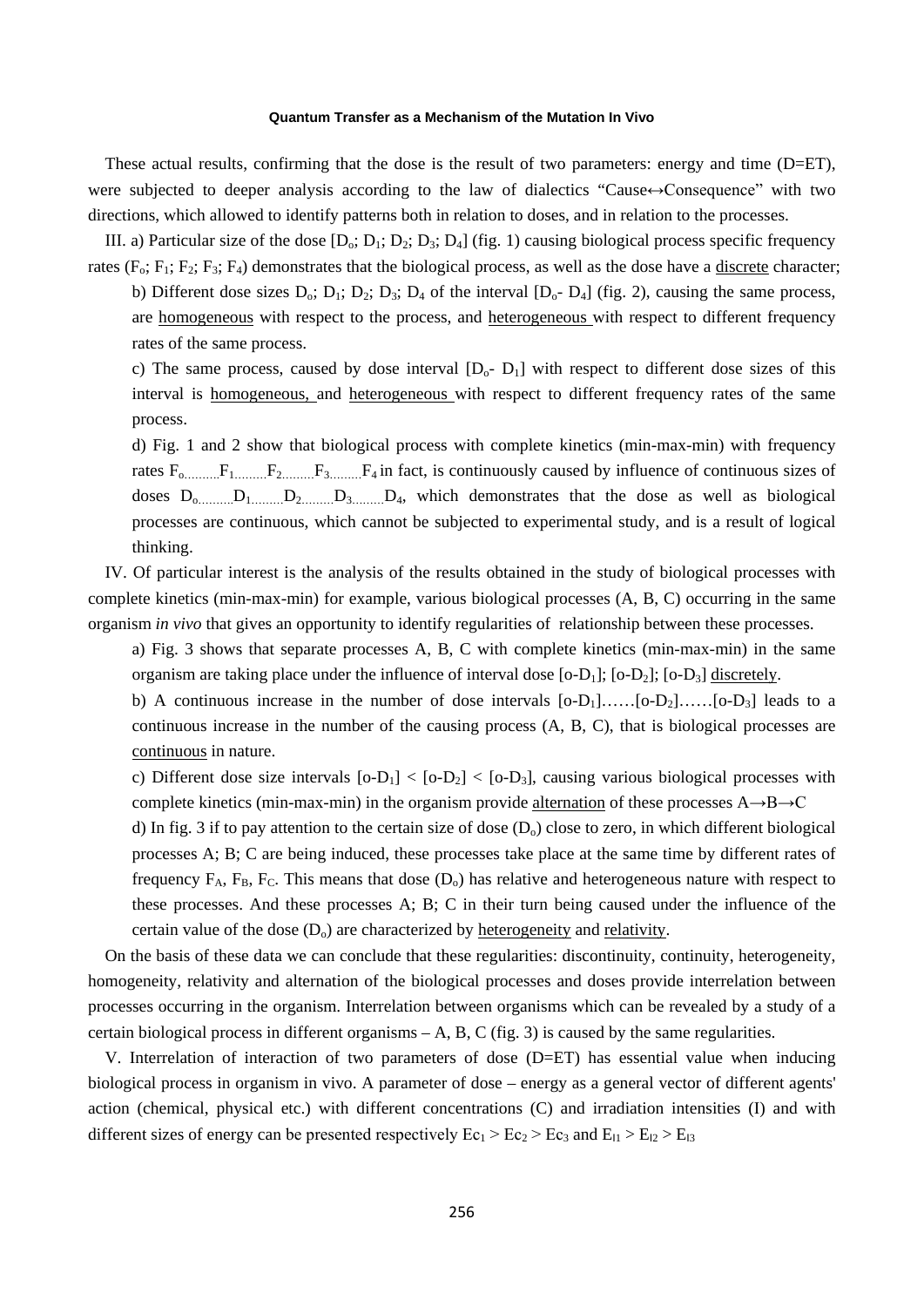These actual results, confirming that the dose is the result of two parameters: energy and time (D=ET), were subjected to deeper analysis according to the law of dialectics "Cause↔Consequence" with two directions, which allowed to identify patterns both in relation to doses, and in relation to the processes.

III. a) Particular size of the dose [$D_o$; $D_1$; $D_2$; $D_3$; $D_4$] (fig. 1) causing biological process specific frequency rates ($F_o$; $F_1$; $F_2$; $F_3$; $F_4$) demonstrates that the biological process, as well as the dose have a discrete character;

b) Different dose sizes $D_o$; $D_1$; $D_2$; $D_3$; $D_4$ of the interval [$D_o$- $D_4$] (fig. 2), causing the same process, are homogeneous with respect to the process, and heterogeneous with respect to different frequency rates of the same process.

c) The same process, caused by dose interval [$D_o$- $D_1$] with respect to different dose sizes of this interval is homogeneous, and heterogeneous with respect to different frequency rates of the same process.

d) Fig. 1 and 2 show that biological process with complete kinetics (min-max-min) with frequency rates $F_o$..........$F_1$.........$F_2$.........$F_3$.........$F_4$ in fact, is continuously caused by influence of continuous sizes of doses $D_o$..........$D_1$.........$D_2$.........$D_3$.........$D_4$, which demonstrates that the dose as well as biological processes are continuous, which cannot be subjected to experimental study, and is a result of logical thinking.

IV. Of particular interest is the analysis of the results obtained in the study of biological processes with complete kinetics (min-max-min) for example, various biological processes (A, B, C) occurring in the same organism *in vivo* that gives an opportunity to identify regularities of relationship between these processes.

a) Fig. 3 shows that separate processes A, B, C with complete kinetics (min-max-min) in the same organism are taking place under the influence of interval dose [o-$D_1$]; [o-$D_2$]; [o-$D_3$] discretely.

b) A continuous increase in the number of dose intervals [o-$D_1$]……[o-$D_2$]……[o-$D_3$] leads to a continuous increase in the number of the causing process (A, B, C), that is biological processes are continuous in nature.

c) Different dose size intervals [o-$D_1$] < [o-$D_2$] < [o-$D_3$], causing various biological processes with complete kinetics (min-max-min) in the organism provide alternation of these processes A→B→C

d) In fig. 3 if to pay attention to the certain size of dose ($D_o$) close to zero, in which different biological processes A; B; C are being induced, these processes take place at the same time by different rates of frequency $F_A$, $F_B$, $F_C$. This means that dose ($D_o$) has relative and heterogeneous nature with respect to these processes. And these processes A; B; C in their turn being caused under the influence of the certain value of the dose ($D_o$) are characterized by heterogeneity and relativity.

On the basis of these data we can conclude that these regularities: discontinuity, continuity, heterogeneity, homogeneity, relativity and alternation of the biological processes and doses provide interrelation between processes occurring in the organism. Interrelation between organisms which can be revealed by a study of a certain biological process in different organisms – A, B, C (fig. 3) is caused by the same regularities.

V. Interrelation of interaction of two parameters of dose (D=ET) has essential value when inducing biological process in organism in vivo. A parameter of dose – energy as a general vector of different agents' action (chemical, physical etc.) with different concentrations (C) and irradiation intensities (I) and with different sizes of energy can be presented respectively $Ec_1 > Ec_2 > Ec_3$ and $E_{I1} > E_{I2} > E_{I3}$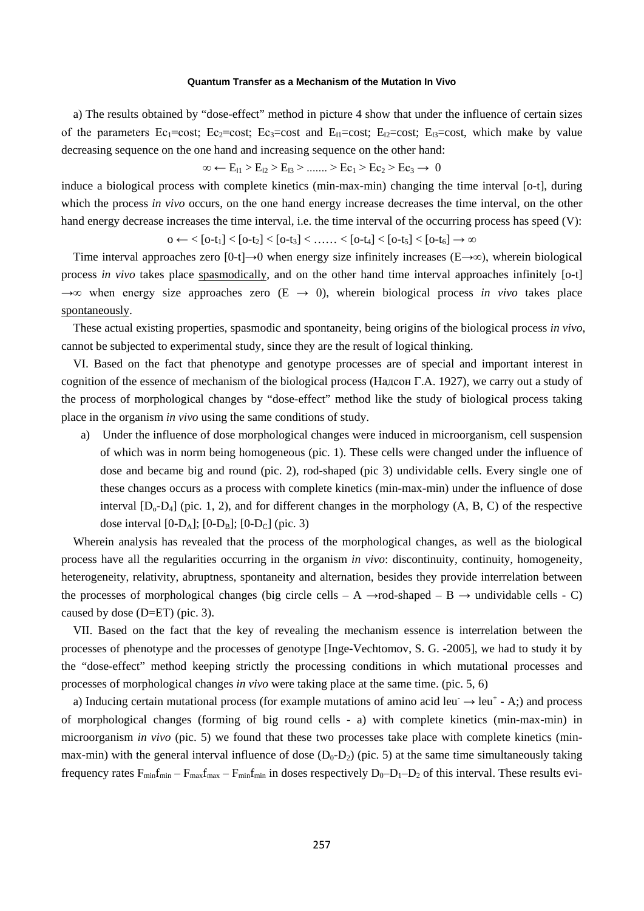a) The results obtained by "dose-effect" method in picture 4 show that under the influence of certain sizes of the parameters $Ec_1$=cost; $Ec_2$=cost; $Ec_3$=cost and $E_{l1}$=cost; $E_{l2}$=cost; $E_{l3}$=cost, which make by value decreasing sequence on the one hand and increasing sequence on the other hand:

$$\infty \leftarrow E_{l1} > E_{l2} > E_{l3} > ....... > Ec_1 > Ec_2 > Ec_3 \rightarrow 0$$

induce a biological process with complete kinetics (min-max-min) changing the time interval [o-t], during which the process *in vivo* occurs, on the one hand energy increase decreases the time interval, on the other hand energy decrease increases the time interval, i.e. the time interval of the occurring process has speed (V):

$$o \leftarrow < [o\text{-}t_1] < [o\text{-}t_2] < [o\text{-}t_3] < \ldots\ldots < [o\text{-}t_4] < [o\text{-}t_5] < [o\text{-}t_6] \rightarrow \infty$$

Time interval approaches zero $[0\text{-}t] \rightarrow 0$ when energy size infinitely increases ($E \rightarrow \infty$), wherein biological process *in vivo* takes place spasmodically, and on the other hand time interval approaches infinitely $[o\text{-}t] \rightarrow \infty$ when energy size approaches zero ($E \rightarrow 0$), wherein biological process *in vivo* takes place spontaneously.

These actual existing properties, spasmodic and spontaneity, being origins of the biological process *in vivo*, cannot be subjected to experimental study, since they are the result of logical thinking.

VI. Based on the fact that phenotype and genotype processes are of special and important interest in cognition of the essence of mechanism of the biological process (Надсон Г.А. 1927), we carry out a study of the process of morphological changes by "dose-effect" method like the study of biological process taking place in the organism *in vivo* using the same conditions of study.

a) Under the influence of dose morphological changes were induced in microorganism, cell suspension of which was in norm being homogeneous (pic. 1). These cells were changed under the influence of dose and became big and round (pic. 2), rod-shaped (pic 3) undividable cells. Every single one of these changes occurs as a process with complete kinetics (min-max-min) under the influence of dose interval $[D_o\text{-}D_4]$ (pic. 1, 2), and for different changes in the morphology (A, B, C) of the respective dose interval $[0\text{-}D_A]$; $[0\text{-}D_B]$; $[0\text{-}D_C]$ (pic. 3)

Wherein analysis has revealed that the process of the morphological changes, as well as the biological process have all the regularities occurring in the organism *in vivo*: discontinuity, continuity, homogeneity, heterogeneity, relativity, abruptness, spontaneity and alternation, besides they provide interrelation between the processes of morphological changes (big circle cells – A $\rightarrow$ rod-shaped – B $\rightarrow$ undividable cells - C) caused by dose (D=ET) (pic. 3).

VII. Based on the fact that the key of revealing the mechanism essence is interrelation between the processes of phenotype and the processes of genotype [Inge-Vechtomov, S. G. -2005], we had to study it by the "dose-effect" method keeping strictly the processing conditions in which mutational processes and processes of morphological changes *in vivo* were taking place at the same time. (pic. 5, 6)

a) Inducing certain mutational process (for example mutations of amino acid $leu^- \rightarrow leu^+$ - A;) and process of morphological changes (forming of big round cells - a) with complete kinetics (min-max-min) in microorganism *in vivo* (pic. 5) we found that these two processes take place with complete kinetics (min-max-min) with the general interval influence of dose $(D_0\text{-}D_2)$ (pic. 5) at the same time simultaneously taking frequency rates $F_{min}f_{min} - F_{max}f_{max} - F_{min}f_{min}$ in doses respectively $D_0$–$D_1$–$D_2$ of this interval. These results evi-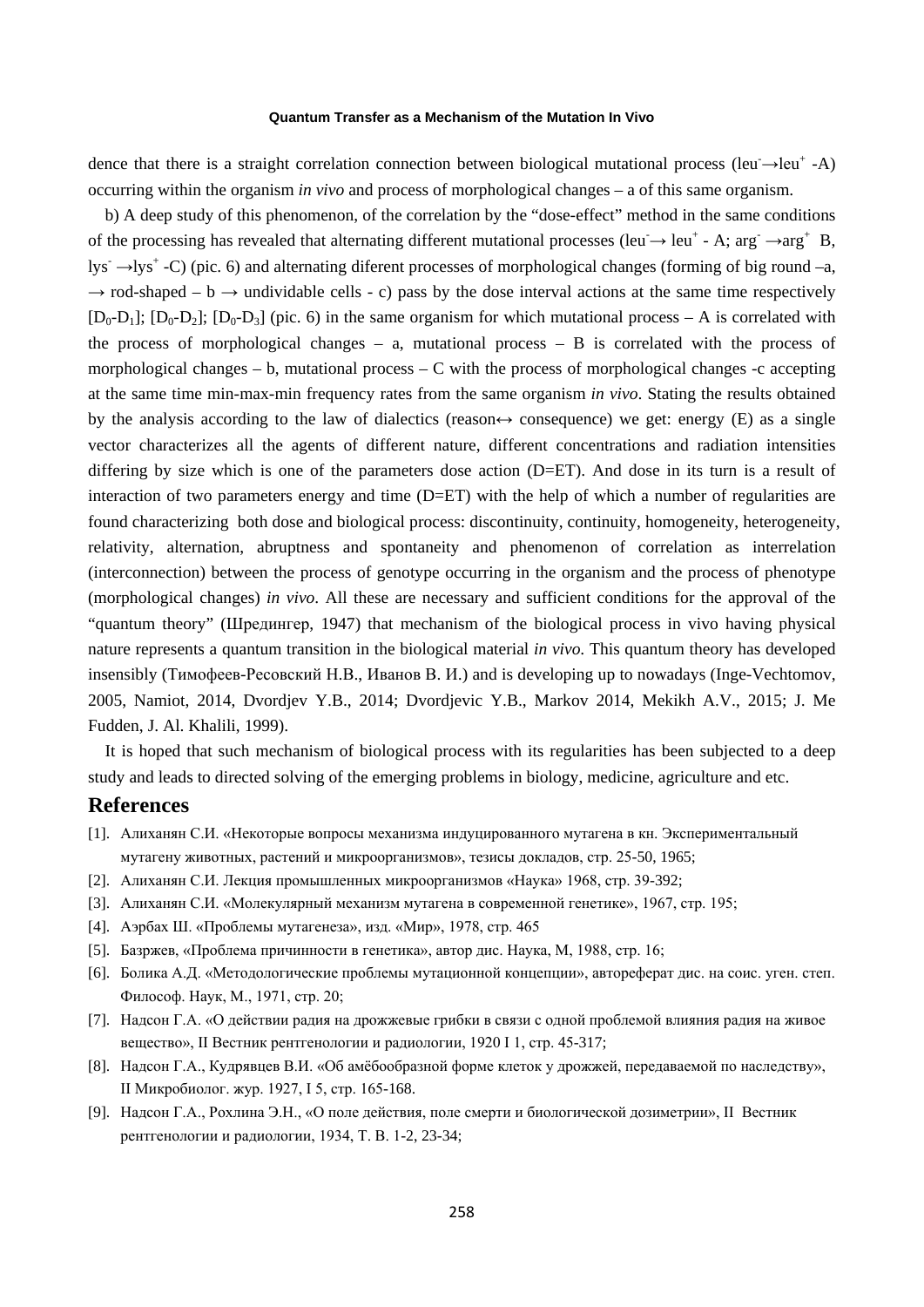dence that there is a straight correlation connection between biological mutational process ($leu^- \rightarrow leu^+$ -A) occurring within the organism *in vivo* and process of morphological changes – a of this same organism.

b) A deep study of this phenomenon, of the correlation by the "dose-effect" method in the same conditions of the processing has revealed that alternating different mutational processes ($leu^- \rightarrow leu^+$ - A; $arg^- \rightarrow arg^+$ B, $lys^- \rightarrow lys^+$ -C) (pic. 6) and alternating diferent processes of morphological changes (forming of big round –a, → rod-shaped – b → undividable cells - c) pass by the dose interval actions at the same time respectively [$D_0$-$D_1$]; [$D_0$-$D_2$]; [$D_0$-$D_3$] (pic. 6) in the same organism for which mutational process – A is correlated with the process of morphological changes – a, mutational process – B is correlated with the process of morphological changes – b, mutational process – C with the process of morphological changes -c accepting at the same time min-max-min frequency rates from the same organism *in vivo*. Stating the results obtained by the analysis according to the law of dialectics (reason↔ consequence) we get: energy (E) as a single vector characterizes all the agents of different nature, different concentrations and radiation intensities differing by size which is one of the parameters dose action (D=ET). And dose in its turn is a result of interaction of two parameters energy and time (D=ET) with the help of which a number of regularities are found characterizing both dose and biological process: discontinuity, continuity, homogeneity, heterogeneity, relativity, alternation, abruptness and spontaneity and phenomenon of correlation as interrelation (interconnection) between the process of genotype occurring in the organism and the process of phenotype (morphological changes) *in vivo*. All these are necessary and sufficient conditions for the approval of the "quantum theory" (Шредингер, 1947) that mechanism of the biological process in vivo having physical nature represents a quantum transition in the biological material *in vivo*. This quantum theory has developed insensibly (Тимофеев-Ресовский Н.В., Иванов В. И.) and is developing up to nowadays (Inge-Vechtomov, 2005, Namiot, 2014, Dvordjev Y.B., 2014; Dvordjevic Y.B., Markov 2014, Mekikh A.V., 2015; J. Me Fudden, J. Al. Khalili, 1999).

It is hoped that such mechanism of biological process with its regularities has been subjected to a deep study and leads to directed solving of the emerging problems in biology, medicine, agriculture and etc.

# References

[1]. Алиханян С.И. «Некоторые вопросы механизма индуцированного мутагена в кн. Экспериментальный мутагену животных, растений и микроорганизмов», тезисы докладов, стр. 25-50, 1965;

[2]. Алиханян С.И. Лекция промышленных микроорганизмов «Наука» 1968, стр. 39-392;

[3]. Алиханян С.И. «Молекулярный механизм мутагена в современной генетике», 1967, стр. 195;

[4]. Аэрбах Ш. «Проблемы мутагенеза», изд. «Мир», 1978, стр. 465

[5]. Базржев, «Проблема причинности в генетика», автор дис. Наука, М, 1988, стр. 16;

[6]. Болика А.Д. «Методологические проблемы мутационной концепции», автореферат дис. на соис. уген. степ. Философ. Наук, М., 1971, стр. 20;

[7]. Надсон Г.А. «О действии радия на дрожжевые грибки в связи с одной проблемой влияния радия на живое вещество», II Вестник рентгенологии и радиологии, 1920 I 1, стр. 45-317;

[8]. Надсон Г.А., Кудрявцев В.И. «Об амёбообразной форме клеток у дрожжей, передаваемой по наследству», II Микробиолог. жур. 1927, I 5, стр. 165-168.

[9]. Надсон Г.А., Рохлина Э.Н., «О поле действия, поле смерти и биологической дозиметрии», II Вестник рентгенологии и радиологии, 1934, Т. В. 1-2, 23-34;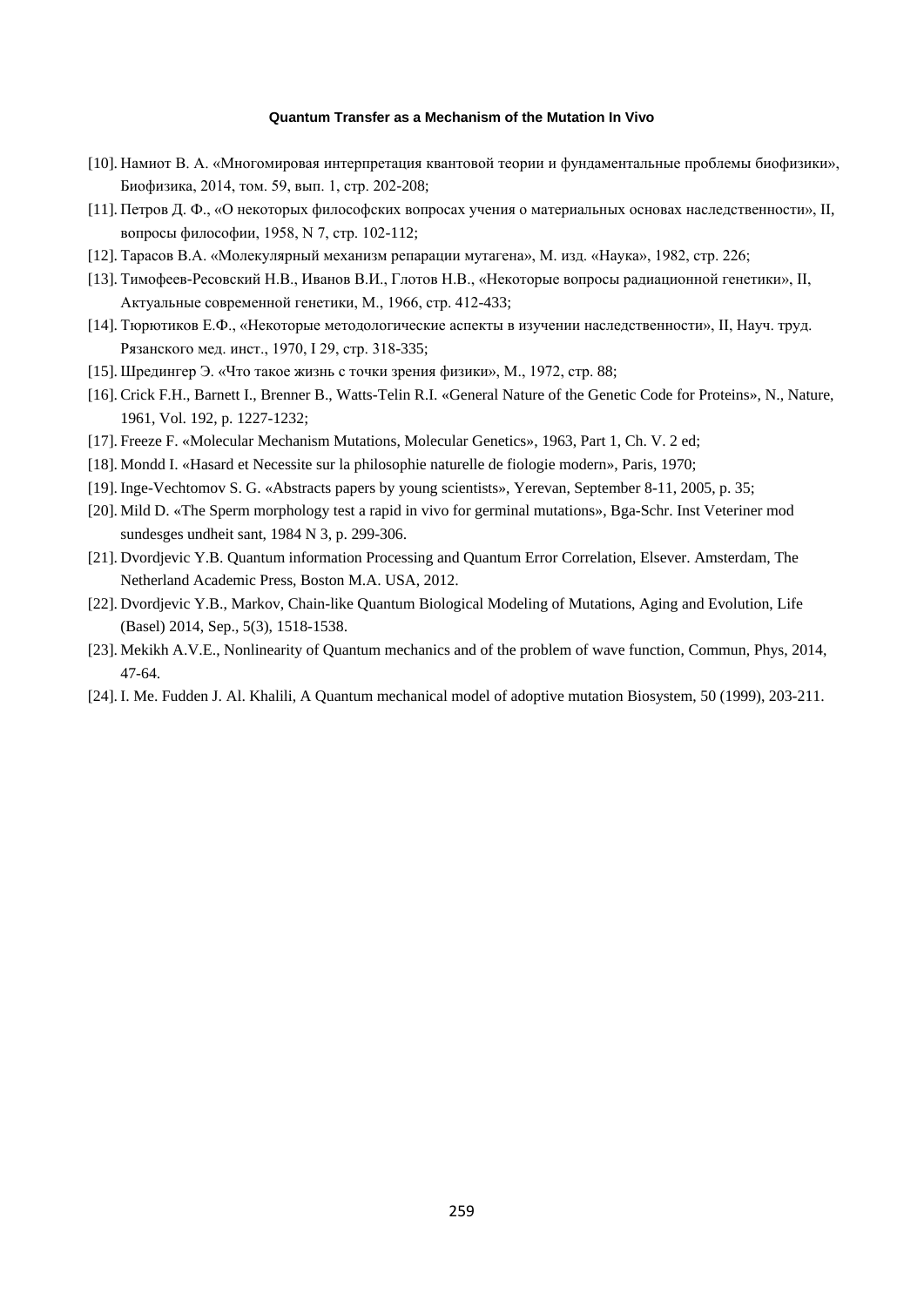[10]. Намиот В. А. «Многомировая интерпретация квантовой теории и фундаментальные проблемы биофизики», Биофизика, 2014, том. 59, вып. 1, стр. 202-208;

[11]. Петров Д. Ф., «О некоторых философских вопросах учения о материальных основах наследственности», II, вопросы философии, 1958, N 7, стр. 102-112;

[12]. Тарасов В.А. «Молекулярный механизм репарации мутагена», М. изд. «Наука», 1982, стр. 226;

[13]. Тимофеев-Ресовский Н.В., Иванов В.И., Глотов Н.В., «Некоторые вопросы радиационной генетики», II, Актуальные современной генетики, М., 1966, стр. 412-433;

[14]. Тюрютиков Е.Ф., «Некоторые методологические аспекты в изучении наследственности», II, Науч. труд. Рязанского мед. инст., 1970, I 29, стр. 318-335;

[15]. Шредингер Э. «Что такое жизнь с точки зрения физики», М., 1972, стр. 88;

[16]. Crick F.H., Barnett I., Brenner B., Watts-Telin R.I. «General Nature of the Genetic Code for Proteins», N., Nature, 1961, Vol. 192, p. 1227-1232;

[17]. Freeze F. «Molecular Mechanism Mutations, Molecular Genetics», 1963, Part 1, Ch. V. 2 ed;

[18]. Mondd I. «Hasard et Necessite sur la philosophie naturelle de fiologie modern», Paris, 1970;

[19]. Inge-Vechtomov S. G. «Abstracts papers by young scientists», Yerevan, September 8-11, 2005, p. 35;

[20]. Mild D. «The Sperm morphology test a rapid in vivo for germinal mutations», Bga-Schr. Inst Veteriner mod sundesges undheit sant, 1984 N 3, p. 299-306.

[21]. Dvordjevic Y.B. Quantum information Processing and Quantum Error Correlation, Elsever. Amsterdam, The Netherland Academic Press, Boston M.A. USA, 2012.

[22]. Dvordjevic Y.B., Markov, Chain-like Quantum Biological Modeling of Mutations, Aging and Evolution, Life (Basel) 2014, Sep., 5(3), 1518-1538.

[23]. Mekikh A.V.E., Nonlinearity of Quantum mechanics and of the problem of wave function, Commun, Phys, 2014, 47-64.

[24]. I. Me. Fudden J. Al. Khalili, A Quantum mechanical model of adoptive mutation Biosystem, 50 (1999), 203-211.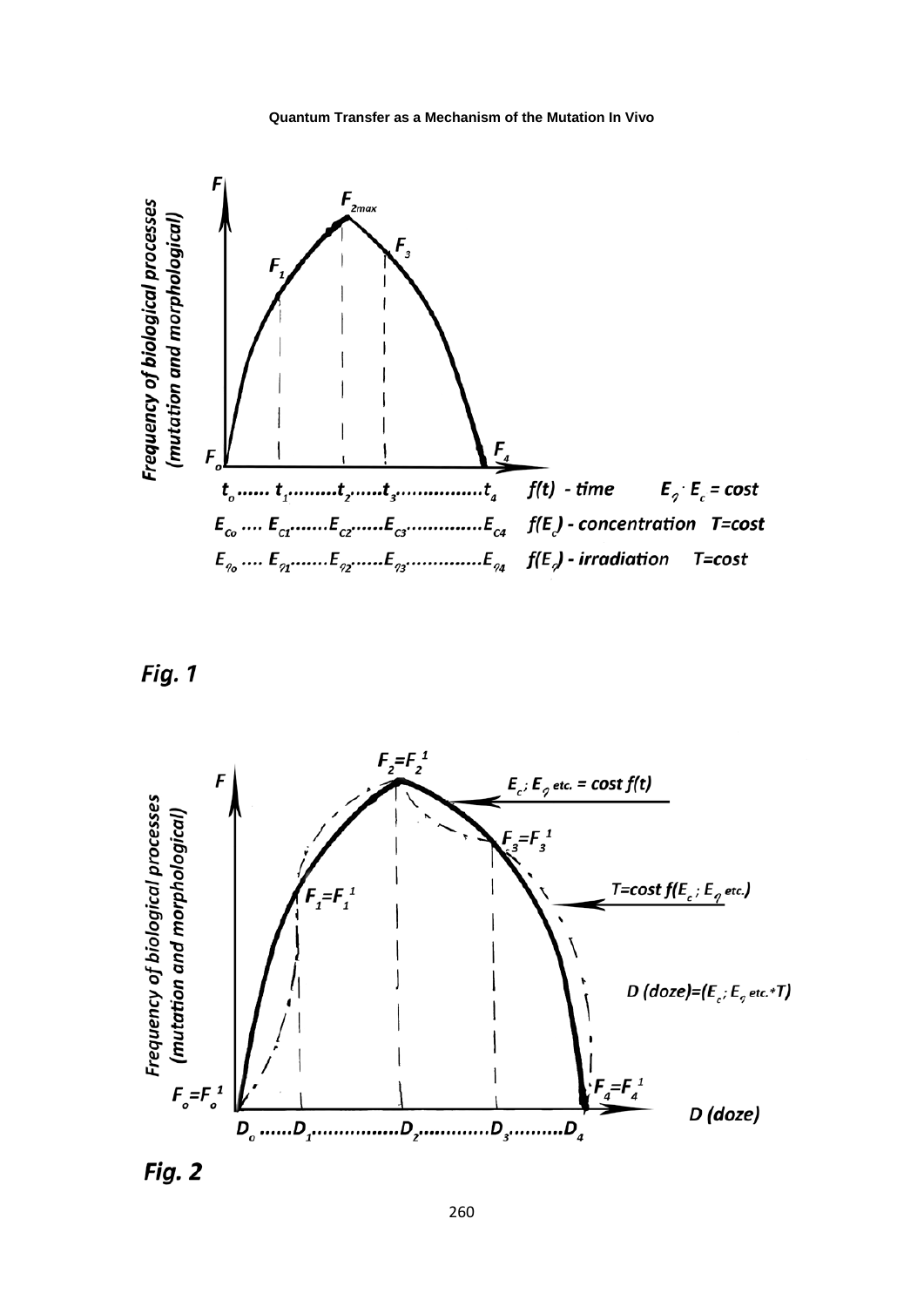Fig. 1

Fig. 2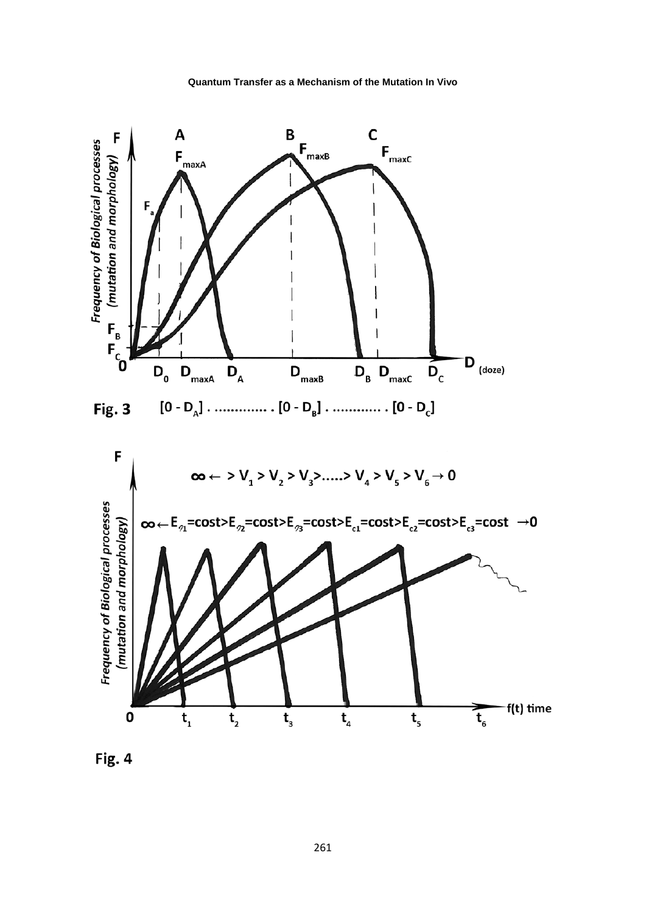Fig. 3 $[0 - D_A] \ldots\ldots\ldots\ldots . [0 - D_B] \ldots\ldots\ldots\ldots . [0 - D_C]$

Fig. 4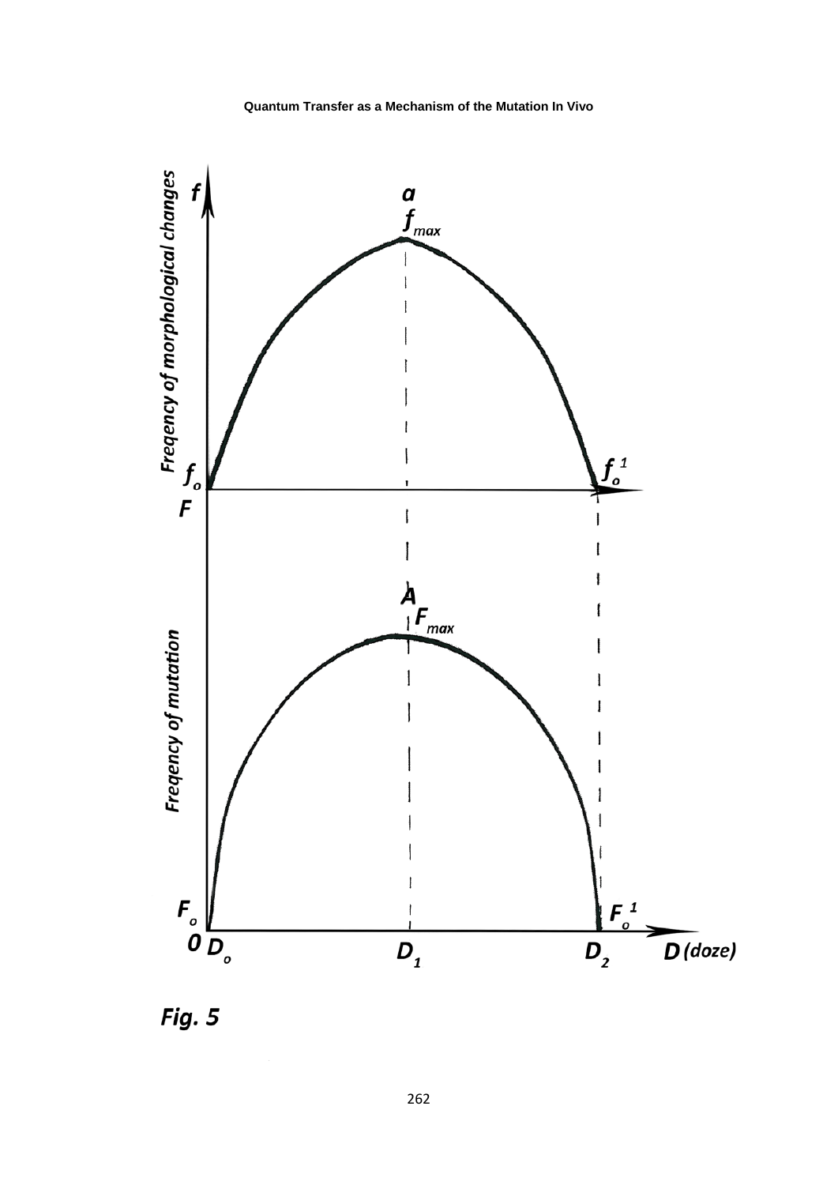*Fig. 5*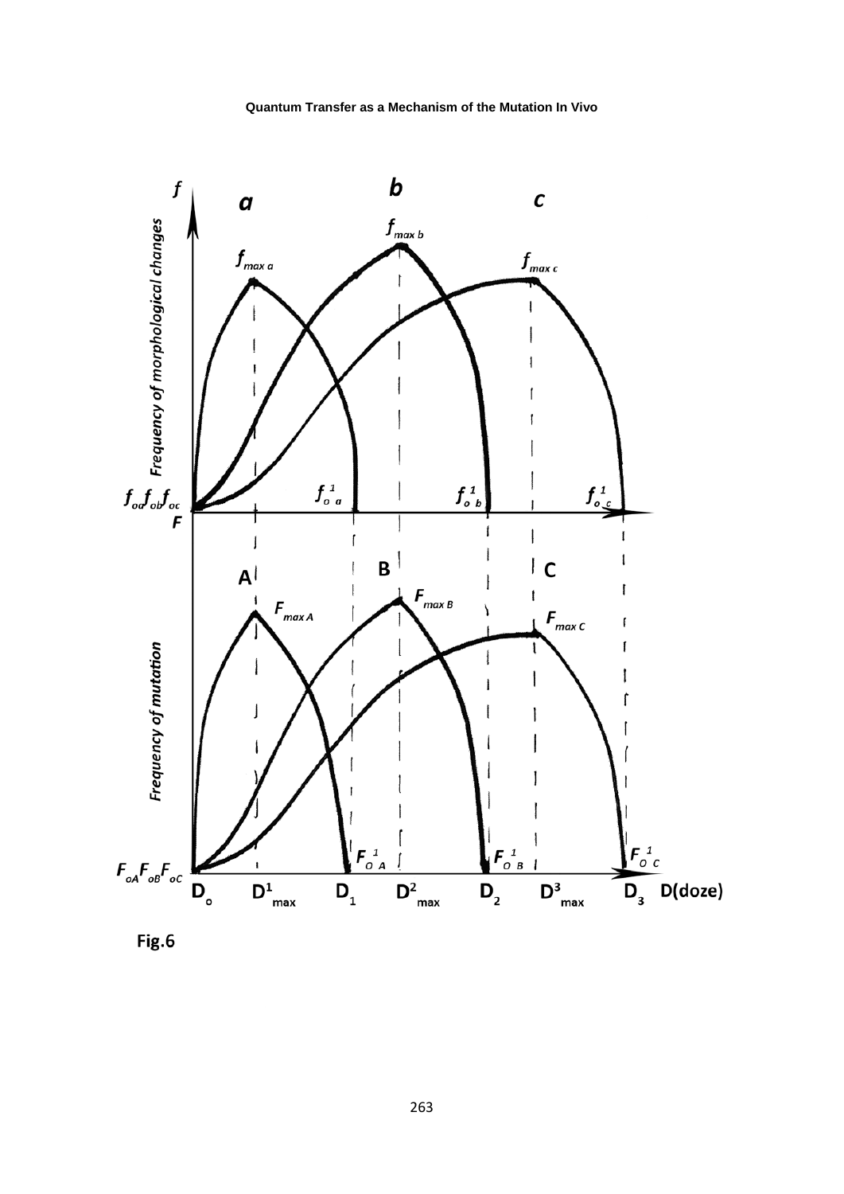Fig.6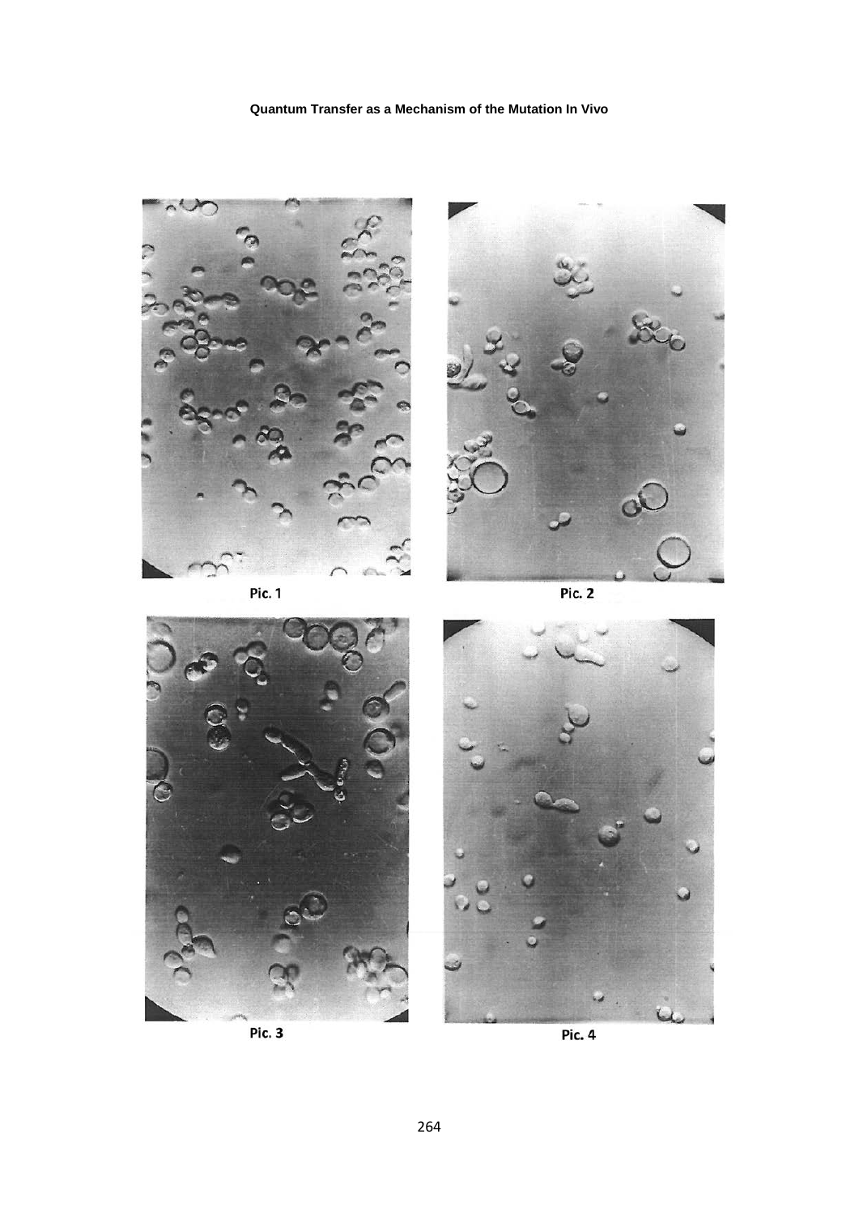Pic. 1

Pic. 2

Pic. 3

Pic. 4